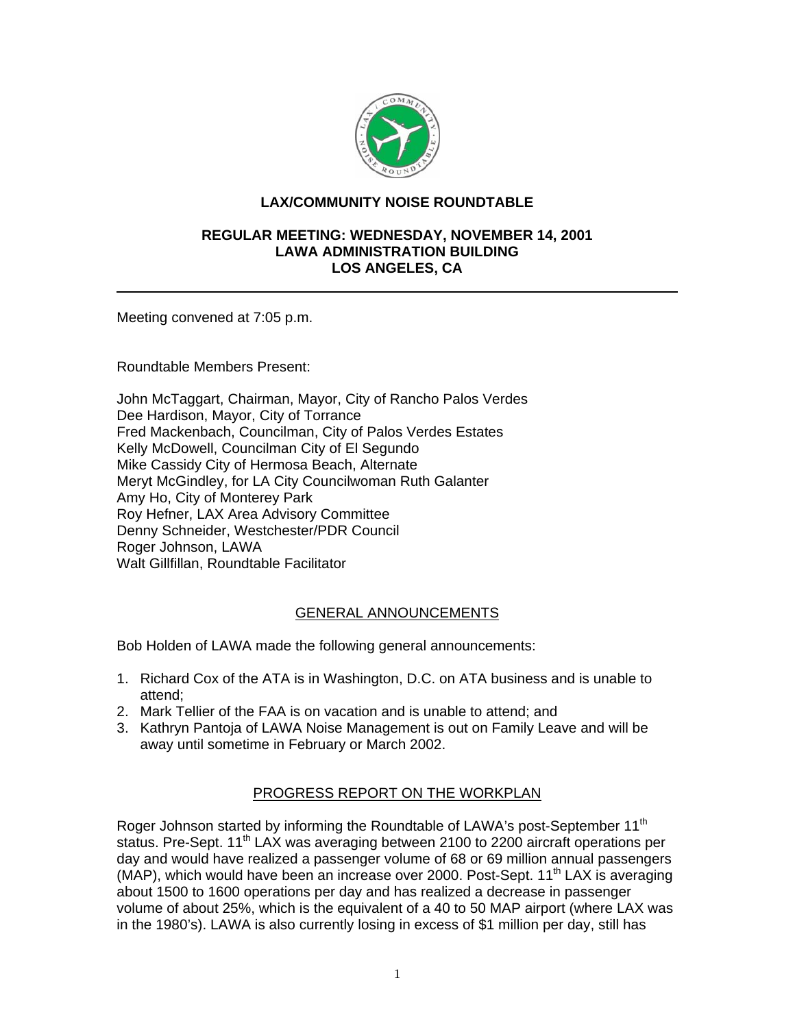# LAX/COMMUNITY NOISE ROUNDTABLE

## REGULAR MEETING: WEDNESDAY, NOVEMBER 14, 2001
## LAWA ADMINISTRATION BUILDING
## LOS ANGELES, CA

---

Meeting convened at 7:05 p.m.

Roundtable Members Present:

John McTaggart, Chairman, Mayor, City of Rancho Palos Verdes
Dee Hardison, Mayor, City of Torrance
Fred Mackenbach, Councilman, City of Palos Verdes Estates
Kelly McDowell, Councilman City of El Segundo
Mike Cassidy City of Hermosa Beach, Alternate
Meryt McGindley, for LA City Councilwoman Ruth Galanter
Amy Ho, City of Monterey Park
Roy Hefner, LAX Area Advisory Committee
Denny Schneider, Westchester/PDR Council
Roger Johnson, LAWA
Walt Gillfillan, Roundtable Facilitator

### GENERAL ANNOUNCEMENTS

Bob Holden of LAWA made the following general announcements:

1. Richard Cox of the ATA is in Washington, D.C. on ATA business and is unable to attend;
2. Mark Tellier of the FAA is on vacation and is unable to attend; and
3. Kathryn Pantoja of LAWA Noise Management is out on Family Leave and will be away until sometime in February or March 2002.

### PROGRESS REPORT ON THE WORKPLAN

Roger Johnson started by informing the Roundtable of LAWA's post-September 11th status. Pre-Sept. 11th LAX was averaging between 2100 to 2200 aircraft operations per day and would have realized a passenger volume of 68 or 69 million annual passengers (MAP), which would have been an increase over 2000. Post-Sept. 11th LAX is averaging about 1500 to 1600 operations per day and has realized a decrease in passenger volume of about 25%, which is the equivalent of a 40 to 50 MAP airport (where LAX was in the 1980's). LAWA is also currently losing in excess of $1 million per day, still has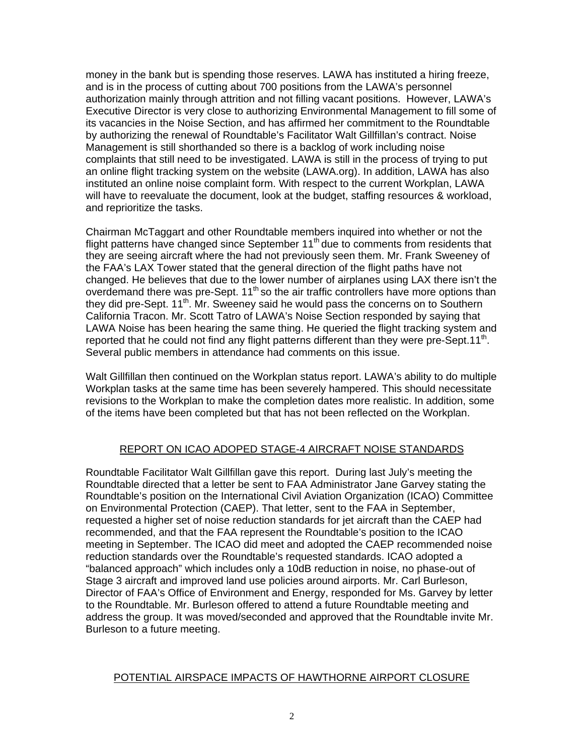money in the bank but is spending those reserves. LAWA has instituted a hiring freeze, and is in the process of cutting about 700 positions from the LAWA's personnel authorization mainly through attrition and not filling vacant positions. However, LAWA's Executive Director is very close to authorizing Environmental Management to fill some of its vacancies in the Noise Section, and has affirmed her commitment to the Roundtable by authorizing the renewal of Roundtable's Facilitator Walt Gillfillan's contract. Noise Management is still shorthanded so there is a backlog of work including noise complaints that still need to be investigated. LAWA is still in the process of trying to put an online flight tracking system on the website (LAWA.org). In addition, LAWA has also instituted an online noise complaint form. With respect to the current Workplan, LAWA will have to reevaluate the document, look at the budget, staffing resources & workload, and reprioritize the tasks.

Chairman McTaggart and other Roundtable members inquired into whether or not the flight patterns have changed since September 11th due to comments from residents that they are seeing aircraft where the had not previously seen them. Mr. Frank Sweeney of the FAA's LAX Tower stated that the general direction of the flight paths have not changed. He believes that due to the lower number of airplanes using LAX there isn't the overdemand there was pre-Sept. 11th so the air traffic controllers have more options than they did pre-Sept. 11th. Mr. Sweeney said he would pass the concerns on to Southern California Tracon. Mr. Scott Tatro of LAWA's Noise Section responded by saying that LAWA Noise has been hearing the same thing. He queried the flight tracking system and reported that he could not find any flight patterns different than they were pre-Sept.11th. Several public members in attendance had comments on this issue.

Walt Gillfillan then continued on the Workplan status report. LAWA's ability to do multiple Workplan tasks at the same time has been severely hampered. This should necessitate revisions to the Workplan to make the completion dates more realistic. In addition, some of the items have been completed but that has not been reflected on the Workplan.

## REPORT ON ICAO ADOPED STAGE-4 AIRCRAFT NOISE STANDARDS

Roundtable Facilitator Walt Gillfillan gave this report. During last July's meeting the Roundtable directed that a letter be sent to FAA Administrator Jane Garvey stating the Roundtable's position on the International Civil Aviation Organization (ICAO) Committee on Environmental Protection (CAEP). That letter, sent to the FAA in September, requested a higher set of noise reduction standards for jet aircraft than the CAEP had recommended, and that the FAA represent the Roundtable's position to the ICAO meeting in September. The ICAO did meet and adopted the CAEP recommended noise reduction standards over the Roundtable's requested standards. ICAO adopted a "balanced approach" which includes only a 10dB reduction in noise, no phase-out of Stage 3 aircraft and improved land use policies around airports. Mr. Carl Burleson, Director of FAA's Office of Environment and Energy, responded for Ms. Garvey by letter to the Roundtable. Mr. Burleson offered to attend a future Roundtable meeting and address the group. It was moved/seconded and approved that the Roundtable invite Mr. Burleson to a future meeting.

## POTENTIAL AIRSPACE IMPACTS OF HAWTHORNE AIRPORT CLOSURE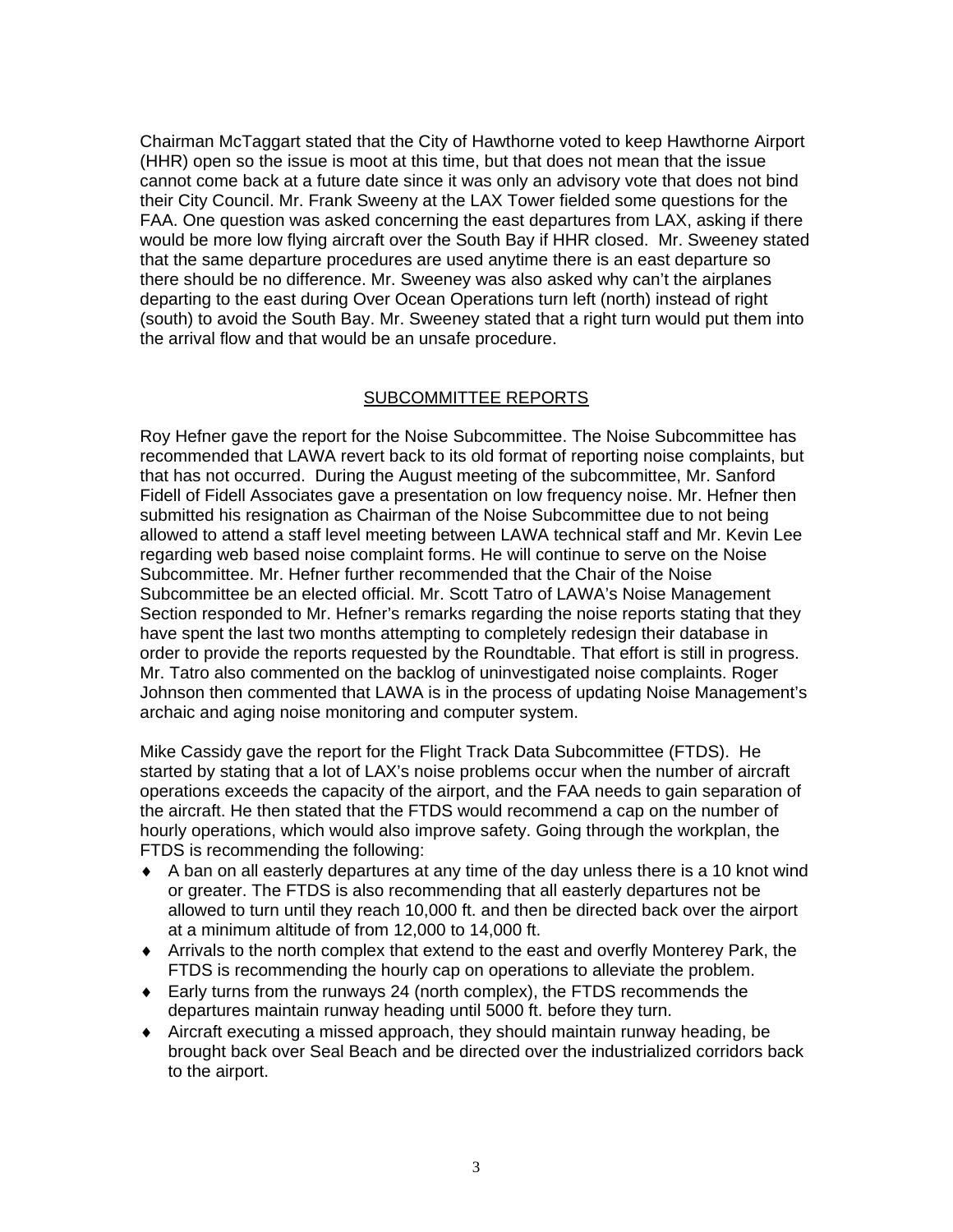Chairman McTaggart stated that the City of Hawthorne voted to keep Hawthorne Airport (HHR) open so the issue is moot at this time, but that does not mean that the issue cannot come back at a future date since it was only an advisory vote that does not bind their City Council. Mr. Frank Sweeny at the LAX Tower fielded some questions for the FAA. One question was asked concerning the east departures from LAX, asking if there would be more low flying aircraft over the South Bay if HHR closed. Mr. Sweeney stated that the same departure procedures are used anytime there is an east departure so there should be no difference. Mr. Sweeney was also asked why can't the airplanes departing to the east during Over Ocean Operations turn left (north) instead of right (south) to avoid the South Bay. Mr. Sweeney stated that a right turn would put them into the arrival flow and that would be an unsafe procedure.

## SUBCOMMITTEE REPORTS

Roy Hefner gave the report for the Noise Subcommittee. The Noise Subcommittee has recommended that LAWA revert back to its old format of reporting noise complaints, but that has not occurred. During the August meeting of the subcommittee, Mr. Sanford Fidell of Fidell Associates gave a presentation on low frequency noise. Mr. Hefner then submitted his resignation as Chairman of the Noise Subcommittee due to not being allowed to attend a staff level meeting between LAWA technical staff and Mr. Kevin Lee regarding web based noise complaint forms. He will continue to serve on the Noise Subcommittee. Mr. Hefner further recommended that the Chair of the Noise Subcommittee be an elected official. Mr. Scott Tatro of LAWA's Noise Management Section responded to Mr. Hefner's remarks regarding the noise reports stating that they have spent the last two months attempting to completely redesign their database in order to provide the reports requested by the Roundtable. That effort is still in progress. Mr. Tatro also commented on the backlog of uninvestigated noise complaints. Roger Johnson then commented that LAWA is in the process of updating Noise Management's archaic and aging noise monitoring and computer system.

Mike Cassidy gave the report for the Flight Track Data Subcommittee (FTDS). He started by stating that a lot of LAX's noise problems occur when the number of aircraft operations exceeds the capacity of the airport, and the FAA needs to gain separation of the aircraft. He then stated that the FTDS would recommend a cap on the number of hourly operations, which would also improve safety. Going through the workplan, the FTDS is recommending the following:

- A ban on all easterly departures at any time of the day unless there is a 10 knot wind or greater. The FTDS is also recommending that all easterly departures not be allowed to turn until they reach 10,000 ft. and then be directed back over the airport at a minimum altitude of from 12,000 to 14,000 ft.
- Arrivals to the north complex that extend to the east and overfly Monterey Park, the FTDS is recommending the hourly cap on operations to alleviate the problem.
- Early turns from the runways 24 (north complex), the FTDS recommends the departures maintain runway heading until 5000 ft. before they turn.
- Aircraft executing a missed approach, they should maintain runway heading, be brought back over Seal Beach and be directed over the industrialized corridors back to the airport.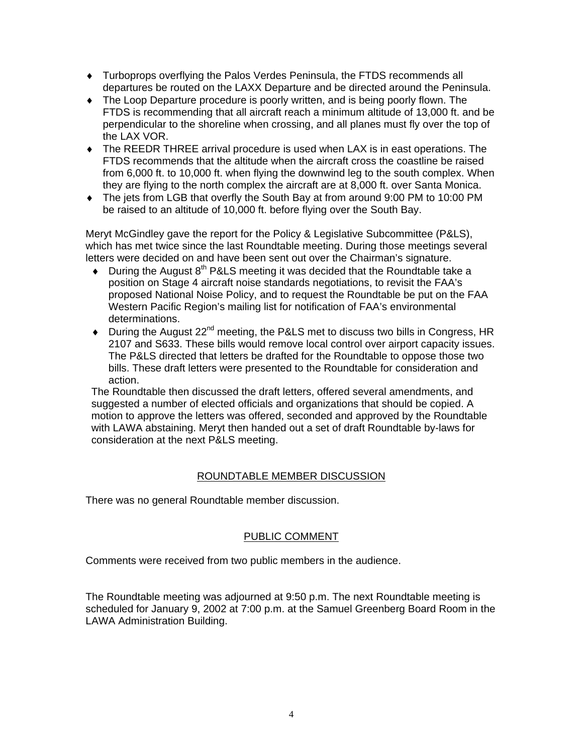- Turboprops overflying the Palos Verdes Peninsula, the FTDS recommends all departures be routed on the LAXX Departure and be directed around the Peninsula.
- The Loop Departure procedure is poorly written, and is being poorly flown. The FTDS is recommending that all aircraft reach a minimum altitude of 13,000 ft. and be perpendicular to the shoreline when crossing, and all planes must fly over the top of the LAX VOR.
- The REEDR THREE arrival procedure is used when LAX is in east operations. The FTDS recommends that the altitude when the aircraft cross the coastline be raised from 6,000 ft. to 10,000 ft. when flying the downwind leg to the south complex. When they are flying to the north complex the aircraft are at 8,000 ft. over Santa Monica.
- The jets from LGB that overfly the South Bay at from around 9:00 PM to 10:00 PM be raised to an altitude of 10,000 ft. before flying over the South Bay.

Meryt McGindley gave the report for the Policy & Legislative Subcommittee (P&LS), which has met twice since the last Roundtable meeting. During those meetings several letters were decided on and have been sent out over the Chairman's signature.

- During the August 8th P&LS meeting it was decided that the Roundtable take a position on Stage 4 aircraft noise standards negotiations, to revisit the FAA's proposed National Noise Policy, and to request the Roundtable be put on the FAA Western Pacific Region's mailing list for notification of FAA's environmental determinations.
- During the August 22nd meeting, the P&LS met to discuss two bills in Congress, HR 2107 and S633. These bills would remove local control over airport capacity issues. The P&LS directed that letters be drafted for the Roundtable to oppose those two bills. These draft letters were presented to the Roundtable for consideration and action.

The Roundtable then discussed the draft letters, offered several amendments, and suggested a number of elected officials and organizations that should be copied. A motion to approve the letters was offered, seconded and approved by the Roundtable with LAWA abstaining. Meryt then handed out a set of draft Roundtable by-laws for consideration at the next P&LS meeting.

## ROUNDTABLE MEMBER DISCUSSION

There was no general Roundtable member discussion.

## PUBLIC COMMENT

Comments were received from two public members in the audience.

The Roundtable meeting was adjourned at 9:50 p.m. The next Roundtable meeting is scheduled for January 9, 2002 at 7:00 p.m. at the Samuel Greenberg Board Room in the LAWA Administration Building.